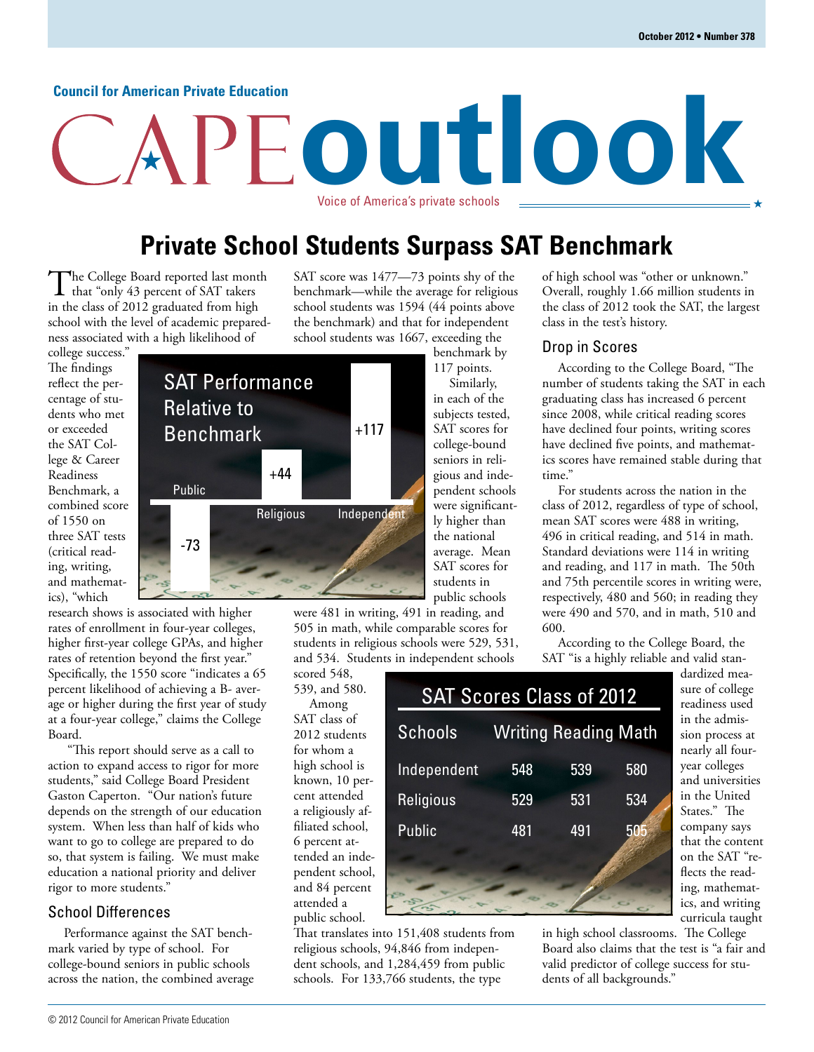Council for American Private Education

# CAPE outlook

Voice of America's private schools

October 2012 • Number 378

## Private School Students Surpass SAT Benchmark

The College Board reported last month that "only 43 percent of SAT takers in the class of 2012 graduated from high school with the level of academic preparedness associated with a high likelihood of college success." The findings reflect the percentage of students who met or exceeded the SAT College & Career Readiness Benchmark, a combined score of 1550 on three SAT tests (critical reading, writing, and mathematics), "which research shows is associated with higher rates of enrollment in four-year colleges, higher first-year college GPAs, and higher rates of retention beyond the first year." Specifically, the 1550 score "indicates a 65 percent likelihood of achieving a B- average or higher during the first year of study at a four-year college," claims the College Board.

"This report should serve as a call to action to expand access to rigor for more students," said College Board President Gaston Caperton. "Our nation's future depends on the strength of our education system. When less than half of kids who want to go to college are prepared to do so, that system is failing. We must make education a national priority and deliver rigor to more students."

### School Differences

Performance against the SAT benchmark varied by type of school. For college-bound seniors in public schools across the nation, the combined average SAT score was 1477—73 points shy of the benchmark—while the average for religious school students was 1594 (44 points above the benchmark) and that for independent school students was 1667, exceeding the benchmark by 117 points.

**SAT Performance Relative to Benchmark**

| School | Relative to Benchmark |
|---|---|
| Public | -73 |
| Religious | +44 |
| Independent | +117 |

Similarly, in each of the subjects tested, SAT scores for college-bound seniors in religious and independent schools were significantly higher than the national average. Mean SAT scores for students in public schools were 481 in writing, 491 in reading, and 505 in math, while comparable scores for students in religious schools were 529, 531, and 534. Students in independent schools scored 548, 539, and 580.

**SAT Scores Class of 2012**

| Schools | Writing | Reading | Math |
|---|---|---|---|
| Independent | 548 | 539 | 580 |
| Religious | 529 | 531 | 534 |
| Public | 481 | 491 | 505 |

Among SAT class of 2012 students for whom a high school is known, 10 percent attended a religiously affiliated school, 6 percent attended an independent school, and 84 percent attended a public school. That translates into 151,408 students from religious schools, 94,846 from independent schools, and 1,284,459 from public schools. For 133,766 students, the type of high school was "other or unknown." Overall, roughly 1.66 million students in the class of 2012 took the SAT, the largest class in the test's history.

### Drop in Scores

According to the College Board, "The number of students taking the SAT in each graduating class has increased 6 percent since 2008, while critical reading scores have declined four points, writing scores have declined five points, and mathematics scores have remained stable during that time."

For students across the nation in the class of 2012, regardless of type of school, mean SAT scores were 488 in writing, 496 in critical reading, and 514 in math. Standard deviations were 114 in writing and reading, and 117 in math. The 50th and 75th percentile scores in writing were, respectively, 480 and 560; in reading they were 490 and 570, and in math, 510 and 600.

According to the College Board, the SAT "is a highly reliable and valid standardized measure of college readiness used in the admission process at nearly all four-year colleges and universities in the United States." The company says that the content on the SAT "reflects the reading, mathematics, and writing curricula taught in high school classrooms. The College Board also claims that the test is "a fair and valid predictor of college success for students of all backgrounds."

© 2012 Council for American Private Education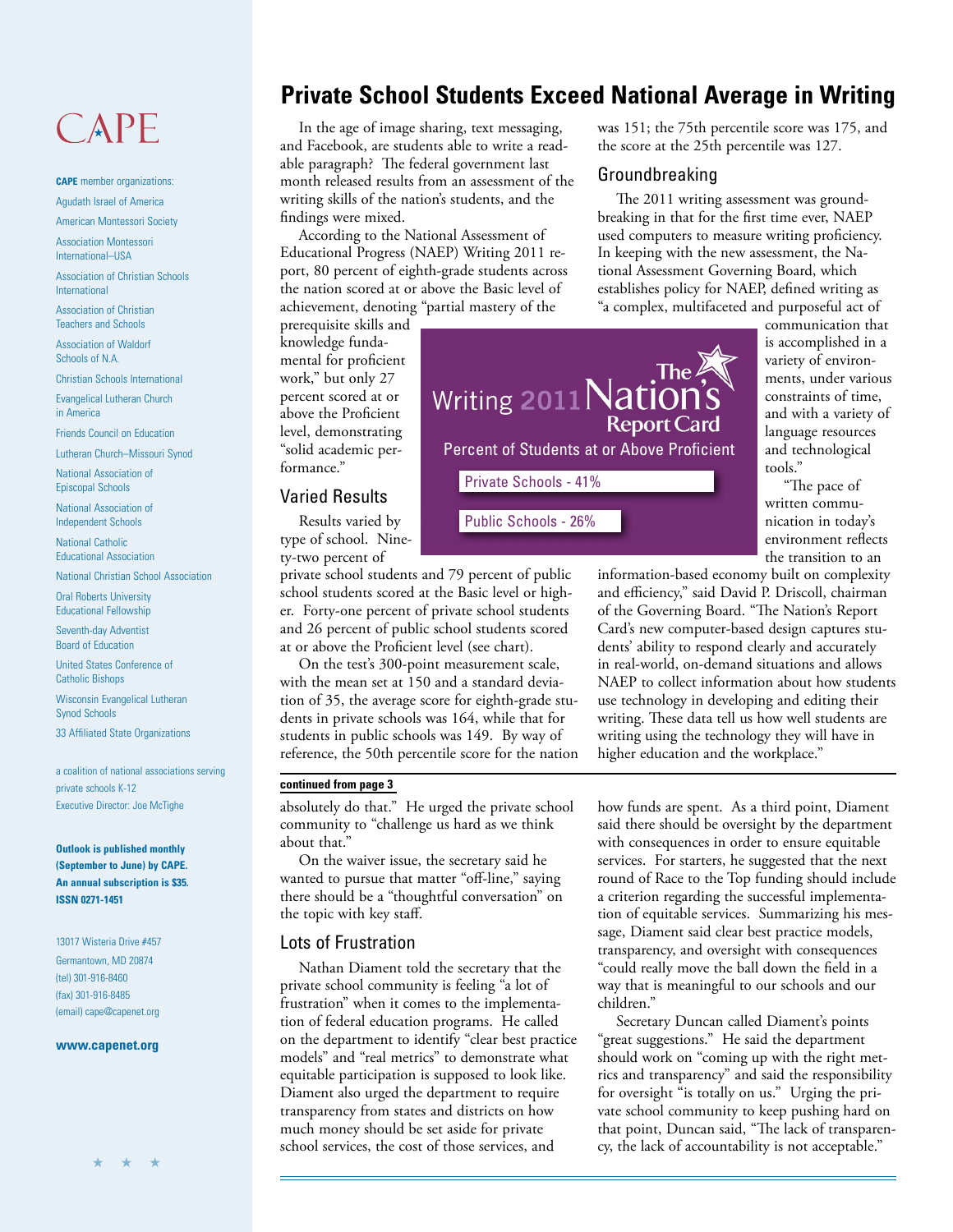# CAPE

**CAPE** member organizations:

- Agudath Israel of America
- American Montessori Society
- Association Montessori International–USA
- Association of Christian Schools International
- Association of Christian Teachers and Schools
- Association of Waldorf Schools of N.A.
- Christian Schools International
- Evangelical Lutheran Church in America
- Friends Council on Education
- Lutheran Church–Missouri Synod
- National Association of Episcopal Schools
- National Association of Independent Schools
- National Catholic Educational Association
- National Christian School Association
- Oral Roberts University Educational Fellowship
- Seventh-day Adventist Board of Education
- United States Conference of Catholic Bishops
- Wisconsin Evangelical Lutheran Synod Schools
- 33 Affiliated State Organizations

a coalition of national associations serving private schools K-12

Executive Director: Joe McTighe

**Outlook is published monthly (September to June) by CAPE. An annual subscription is $35. ISSN 0271-1451**

13017 Wisteria Drive #457
Germantown, MD 20874
(tel) 301-916-8460
(fax) 301-916-8485
(email) cape@capenet.org

**www.capenet.org**

## Private School Students Exceed National Average in Writing

In the age of image sharing, text messaging, and Facebook, are students able to write a readable paragraph? The federal government last month released results from an assessment of the writing skills of the nation's students, and the findings were mixed.

According to the National Assessment of Educational Progress (NAEP) Writing 2011 report, 80 percent of eighth-grade students across the nation scored at or above the Basic level of achievement, denoting "partial mastery of the prerequisite skills and knowledge fundamental for proficient work," but only 27 percent scored at or above the Proficient level, demonstrating "solid academic performance."

### Varied Results

Results varied by type of school. Ninety-two percent of private school students and 79 percent of public school students scored at the Basic level or higher. Forty-one percent of private school students and 26 percent of public school students scored at or above the Proficient level (see chart).

On the test's 300-point measurement scale, with the mean set at 150 and a standard deviation of 35, the average score for eighth-grade students in private schools was 164, while that for students in public schools was 149. By way of reference, the 50th percentile score for the nation was 151; the 75th percentile score was 175, and the score at the 25th percentile was 127.

Writing 2011 The Nation's Report Card
Percent of Students at or Above Proficient

| School type | Percent |
| --- | --- |
| Private Schools | 41% |
| Public Schools | 26% |

### Groundbreaking

The 2011 writing assessment was groundbreaking in that for the first time ever, NAEP used computers to measure writing proficiency. In keeping with the new assessment, the National Assessment Governing Board, which establishes policy for NAEP, defined writing as "a complex, multifaceted and purposeful act of communication that is accomplished in a variety of environments, under various constraints of time, and with a variety of language resources and technological tools."

"The pace of written communication in today's environment reflects the transition to an information-based economy built on complexity and efficiency," said David P. Driscoll, chairman of the Governing Board. "The Nation's Report Card's new computer-based design captures students' ability to respond clearly and accurately in real-world, on-demand situations and allows NAEP to collect information about how students use technology in developing and editing their writing. These data tell us how well students are writing using the technology they will have in higher education and the workplace."

**continued from page 3**

absolutely do that." He urged the private school community to "challenge us hard as we think about that."

On the waiver issue, the secretary said he wanted to pursue that matter "off-line," saying there should be a "thoughtful conversation" on the topic with key staff.

### Lots of Frustration

Nathan Diament told the secretary that the private school community is feeling "a lot of frustration" when it comes to the implementation of federal education programs. He called on the department to identify "clear best practice models" and "real metrics" to demonstrate what equitable participation is supposed to look like. Diament also urged the department to require transparency from states and districts on how much money should be set aside for private school services, the cost of those services, and how funds are spent. As a third point, Diament said there should be oversight by the department with consequences in order to ensure equitable services. For starters, he suggested that the next round of Race to the Top funding should include a criterion regarding the successful implementation of equitable services. Summarizing his message, Diament said clear best practice models, transparency, and oversight with consequences "could really move the ball down the field in a way that is meaningful to our schools and our children."

Secretary Duncan called Diament's points "great suggestions." He said the department should work on "coming up with the right metrics and transparency" and said the responsibility for oversight "is totally on us." Urging the private school community to keep pushing hard on that point, Duncan said, "The lack of transparency, the lack of accountability is not acceptable."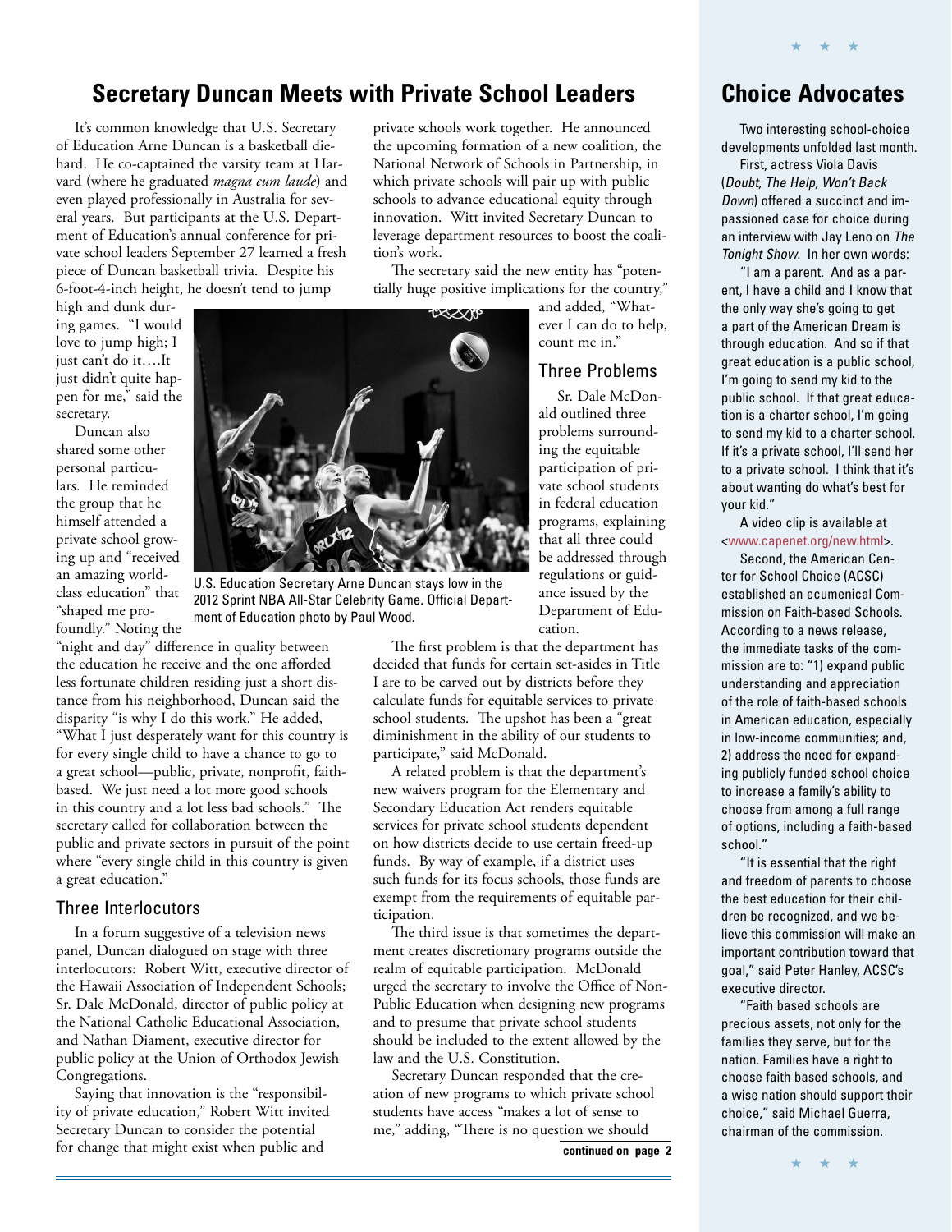## Secretary Duncan Meets with Private School Leaders

It's common knowledge that U.S. Secretary of Education Arne Duncan is a basketball diehard. He co-captained the varsity team at Harvard (where he graduated *magna cum laude*) and even played professionally in Australia for several years. But participants at the U.S. Department of Education's annual conference for private school leaders September 27 learned a fresh piece of Duncan basketball trivia. Despite his 6-foot-4-inch height, he doesn't tend to jump high and dunk during games. "I would love to jump high; I just can't do it….It just didn't quite happen for me," said the secretary.

Duncan also shared some other personal particulars. He reminded the group that he himself attended a private school growing up and "received an amazing world-class education" that "shaped me profoundly." Noting the "night and day" difference in quality between the education he receive and the one afforded less fortunate children residing just a short distance from his neighborhood, Duncan said the disparity "is why I do this work." He added, "What I just desperately want for this country is for every single child to have a chance to go to a great school—public, private, nonprofit, faith-based. We just need a lot more good schools in this country and a lot less bad schools." The secretary called for collaboration between the public and private sectors in pursuit of the point where "every single child in this country is given a great education."

U.S. Education Secretary Arne Duncan stays low in the 2012 Sprint NBA All-Star Celebrity Game. Official Department of Education photo by Paul Wood.

### Three Interlocutors

In a forum suggestive of a television news panel, Duncan dialogued on stage with three interlocutors: Robert Witt, executive director of the Hawaii Association of Independent Schools; Sr. Dale McDonald, director of public policy at the National Catholic Educational Association, and Nathan Diament, executive director for public policy at the Union of Orthodox Jewish Congregations.

Saying that innovation is the "responsibility of private education," Robert Witt invited Secretary Duncan to consider the potential for change that might exist when public and private schools work together. He announced the upcoming formation of a new coalition, the National Network of Schools in Partnership, in which private schools will pair up with public schools to advance educational equity through innovation. Witt invited Secretary Duncan to leverage department resources to boost the coalition's work.

The secretary said the new entity has "potentially huge positive implications for the country," and added, "Whatever I can do to help, count me in."

### Three Problems

Sr. Dale McDonald outlined three problems surrounding the equitable participation of private school students in federal education programs, explaining that all three could be addressed through regulations or guidance issued by the Department of Education.

The first problem is that the department has decided that funds for certain set-asides in Title I are to be carved out by districts before they calculate funds for equitable services to private school students. The upshot has been a "great diminishment in the ability of our students to participate," said McDonald.

A related problem is that the department's new waivers program for the Elementary and Secondary Education Act renders equitable services for private school students dependent on how districts decide to use certain freed-up funds. By way of example, if a district uses such funds for its focus schools, those funds are exempt from the requirements of equitable participation.

The third issue is that sometimes the department creates discretionary programs outside the realm of equitable participation. McDonald urged the secretary to involve the Office of Non-Public Education when designing new programs and to presume that private school students should be included to the extent allowed by the law and the U.S. Constitution.

Secretary Duncan responded that the creation of new programs to which private school students have access "makes a lot of sense to me," adding, "There is no question we should

**continued on page 2**

## Choice Advocates

Two interesting school-choice developments unfolded last month.

First, actress Viola Davis (*Doubt, The Help, Won't Back Down*) offered a succinct and impassioned case for choice during an interview with Jay Leno on *The Tonight Show*. In her own words:

"I am a parent. And as a parent, I have a child and I know that the only way she's going to get a part of the American Dream is through education. And so if that great education is a public school, I'm going to send my kid to the public school. If that great education is a charter school, I'm going to send my kid to a charter school. If it's a private school, I'll send her to a private school. I think that it's about wanting do what's best for your kid."

A video clip is available at <www.capenet.org/new.html>.

Second, the American Center for School Choice (ACSC) established an ecumenical Commission on Faith-based Schools. According to a news release, the immediate tasks of the commission are to: "1) expand public understanding and appreciation of the role of faith-based schools in American education, especially in low-income communities; and, 2) address the need for expanding publicly funded school choice to increase a family's ability to choose from among a full range of options, including a faith-based school."

"It is essential that the right and freedom of parents to choose the best education for their children be recognized, and we believe this commission will make an important contribution toward that goal," said Peter Hanley, ACSC's executive director.

"Faith based schools are precious assets, not only for the families they serve, but for the nation. Families have a right to choose faith based schools, and a wise nation should support their choice," said Michael Guerra, chairman of the commission.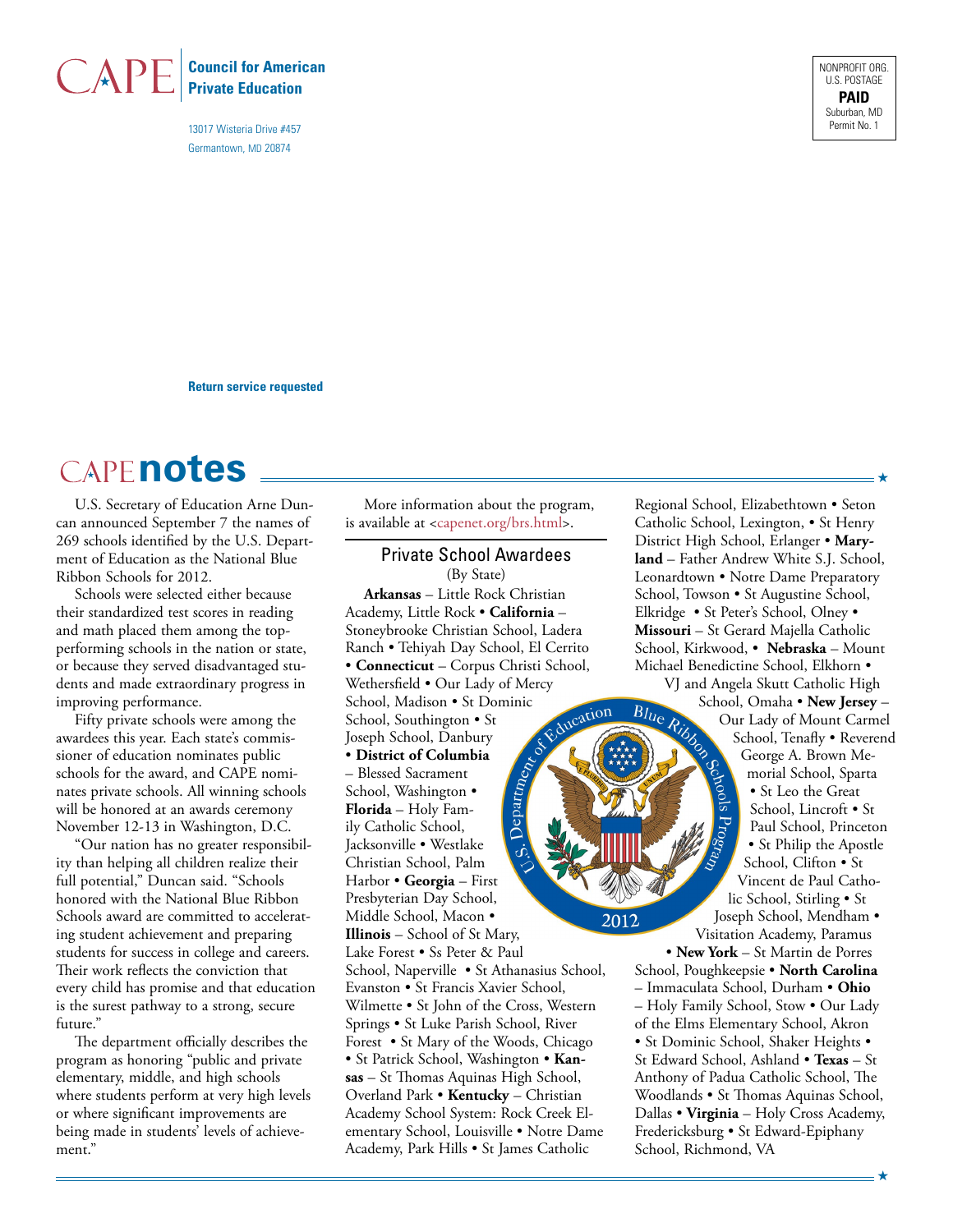CAPE Council for American Private Education

13017 Wisteria Drive #457
Germantown, MD 20874

NONPROFIT ORG.
U.S. POSTAGE
**PAID**
Suburban, MD
Permit No. 1

**Return service requested**

# CAPE notes

U.S. Secretary of Education Arne Duncan announced September 7 the names of 269 schools identified by the U.S. Department of Education as the National Blue Ribbon Schools for 2012.

Schools were selected either because their standardized test scores in reading and math placed them among the top-performing schools in the nation or state, or because they served disadvantaged students and made extraordinary progress in improving performance.

Fifty private schools were among the awardees this year. Each state's commissioner of education nominates public schools for the award, and CAPE nominates private schools. All winning schools will be honored at an awards ceremony November 12-13 in Washington, D.C.

"Our nation has no greater responsibility than helping all children realize their full potential," Duncan said. "Schools honored with the National Blue Ribbon Schools award are committed to accelerating student achievement and preparing students for success in college and careers. Their work reflects the conviction that every child has promise and that education is the surest pathway to a strong, secure future."

The department officially describes the program as honoring "public and private elementary, middle, and high schools where students perform at very high levels or where significant improvements are being made in students' levels of achievement."

More information about the program, is available at <capenet.org/brs.html>.

## Private School Awardees
(By State)

**Arkansas** – Little Rock Christian Academy, Little Rock • **California** – Stoneybrooke Christian School, Ladera Ranch • Tehiyah Day School, El Cerrito • **Connecticut** – Corpus Christi School, Wethersfield • Our Lady of Mercy School, Madison • St Dominic School, Southington • St Joseph School, Danbury • **District of Columbia** – Blessed Sacrament School, Washington • **Florida** – Holy Family Catholic School, Jacksonville • Westlake Christian School, Palm Harbor • **Georgia** – First Presbyterian Day School, Middle School, Macon • **Illinois** – School of St Mary, Lake Forest • Ss Peter & Paul School, Naperville • St Athanasius School, Evanston • St Francis Xavier School, Wilmette • St John of the Cross, Western Springs • St Luke Parish School, River Forest • St Mary of the Woods, Chicago • St Patrick School, Washington • **Kansas** – St Thomas Aquinas High School, Overland Park • **Kentucky** – Christian Academy School System: Rock Creek Elementary School, Louisville • Notre Dame Academy, Park Hills • St James Catholic Regional School, Elizabethtown • Seton Catholic School, Lexington, • St Henry District High School, Erlanger • **Maryland** – Father Andrew White S.J. School, Leonardtown • Notre Dame Preparatory School, Towson • St Augustine School, Elkridge • St Peter's School, Olney • **Missouri** – St Gerard Majella Catholic School, Kirkwood, • **Nebraska** – Mount Michael Benedictine School, Elkhorn • VJ and Angela Skutt Catholic High School, Omaha • **New Jersey** – Our Lady of Mount Carmel School, Tenafly • Reverend George A. Brown Memorial School, Sparta • St Leo the Great School, Lincroft • St Paul School, Princeton • St Philip the Apostle School, Clifton • St Vincent de Paul Catholic School, Stirling • St Joseph School, Mendham • Visitation Academy, Paramus • **New York** – St Martin de Porres School, Poughkeepsie • **North Carolina** – Immaculata School, Durham • **Ohio** – Holy Family School, Stow • Our Lady of the Elms Elementary School, Akron • St Dominic School, Shaker Heights • St Edward School, Ashland • **Texas** – St Anthony of Padua Catholic School, The Woodlands • St Thomas Aquinas School, Dallas • **Virginia** – Holy Cross Academy, Fredericksburg • St Edward-Epiphany School, Richmond, VA

U.S. Department of Education Blue Ribbon Schools Program 2012